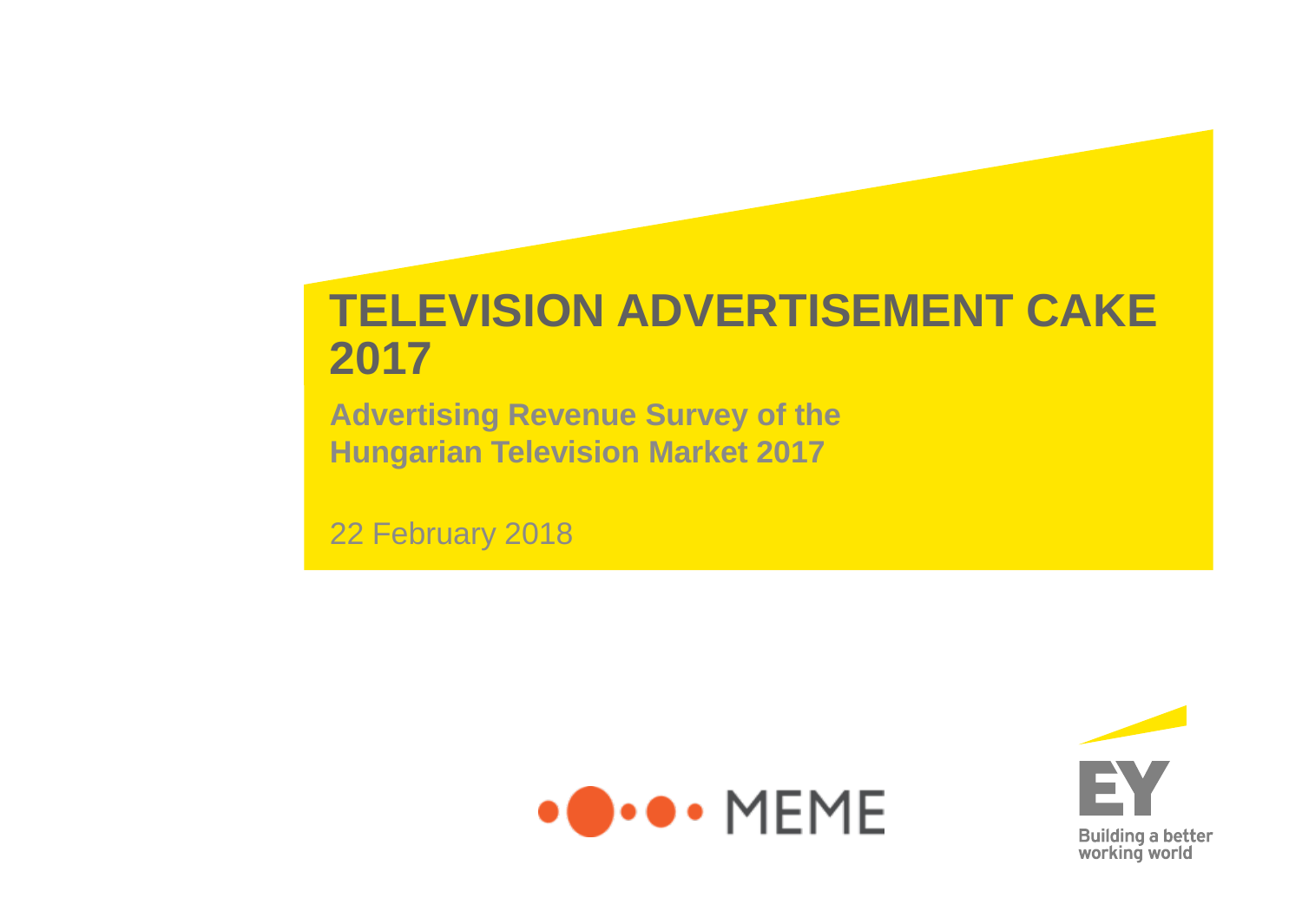# TELEVISION ADVERTISEMENT CAKE 2017

**Advertising Revenue Survey of the Hungarian Television Market 2017**

22 February 2018

MEME

EY
Building a better working world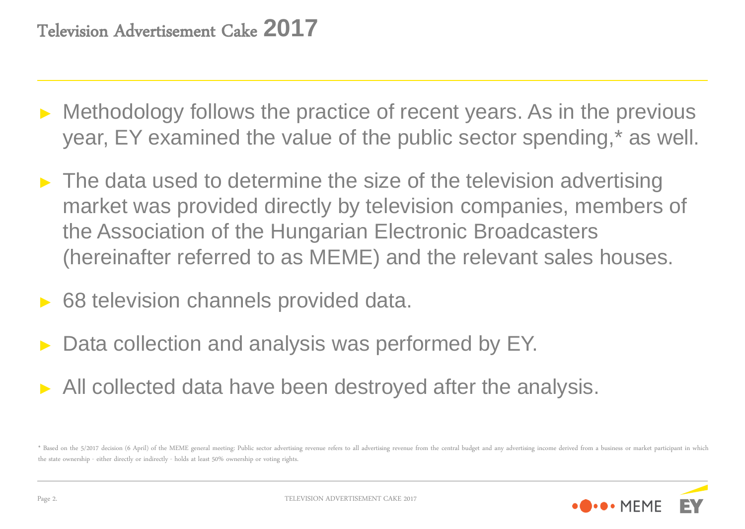# Television Advertisement Cake 2017

- Methodology follows the practice of recent years. As in the previous year, EY examined the value of the public sector spending,* as well.
- The data used to determine the size of the television advertising market was provided directly by television companies, members of the Association of the Hungarian Electronic Broadcasters (hereinafter referred to as MEME) and the relevant sales houses.
- 68 television channels provided data.
- Data collection and analysis was performed by EY.
- All collected data have been destroyed after the analysis.

* Based on the 5/2017 decision (6 April) of the MEME general meeting: Public sector advertising revenue refers to all advertising revenue from the central budget and any advertising income derived from a business or market participant in which the state ownership - either directly or indirectly - holds at least 50% ownership or voting rights.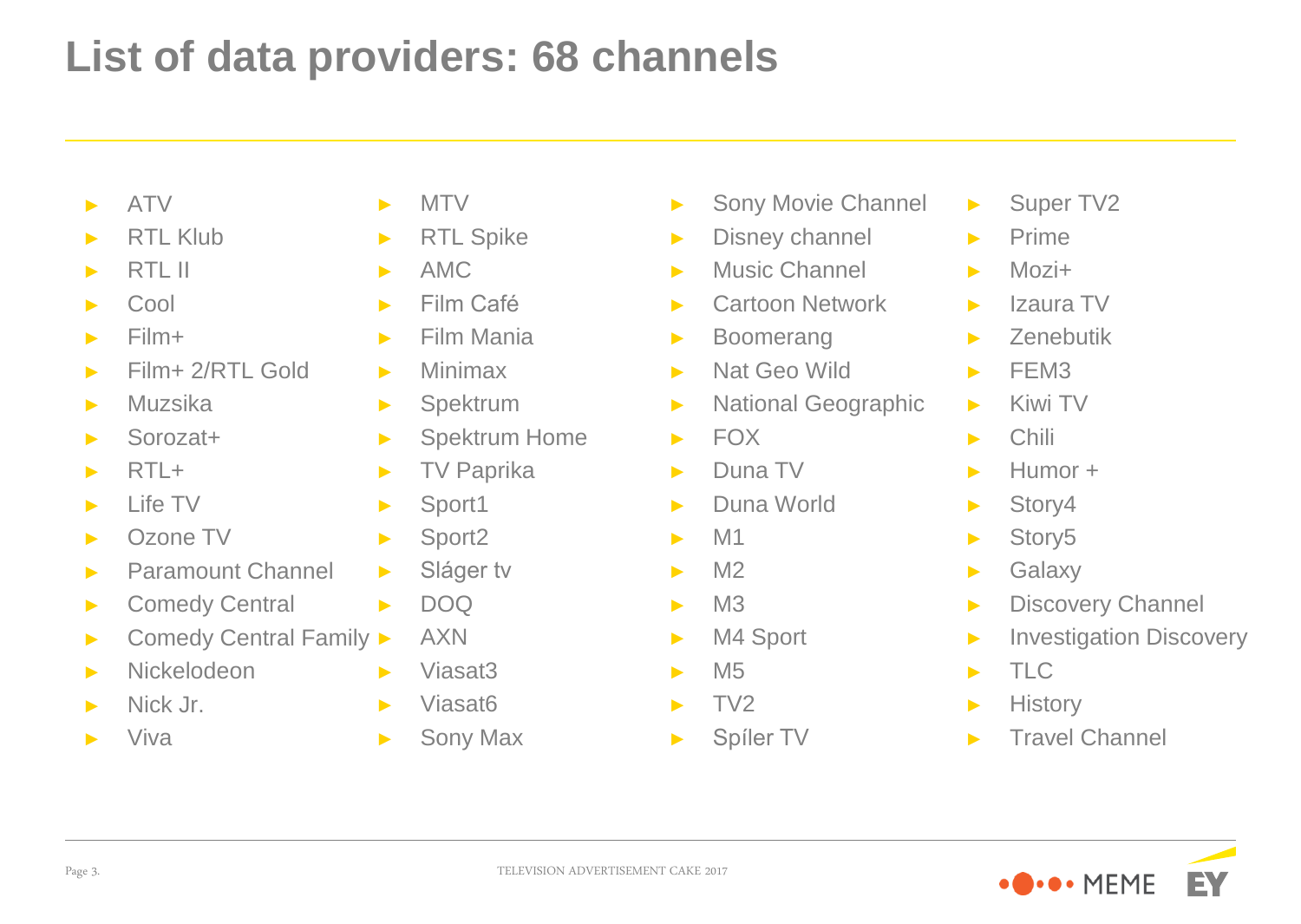# List of data providers: 68 channels

- ATV
- RTL Klub
- RTL II
- Cool
- Film+
- Film+ 2/RTL Gold
- Muzsika
- Sorozat+
- RTL+
- Life TV
- Ozone TV
- Paramount Channel
- Comedy Central
- Comedy Central Family
- Nickelodeon
- Nick Jr.
- Viva
- MTV
- RTL Spike
- AMC
- Film Café
- Film Mania
- Minimax
- Spektrum
- Spektrum Home
- TV Paprika
- Sport1
- Sport2
- Sláger tv
- DOQ
- AXN
- Viasat3
- Viasat6
- Sony Max
- Sony Movie Channel
- Disney channel
- Music Channel
- Cartoon Network
- Boomerang
- Nat Geo Wild
- National Geographic
- FOX
- Duna TV
- Duna World
- M1
- M2
- M3
- M4 Sport
- M5
- TV2
- Spíler TV
- Super TV2
- Prime
- Mozi+
- Izaura TV
- Zenebutik
- FEM3
- Kiwi TV
- Chili
- Humor +
- Story4
- Story5
- Galaxy
- Discovery Channel
- Investigation Discovery
- TLC
- History
- Travel Channel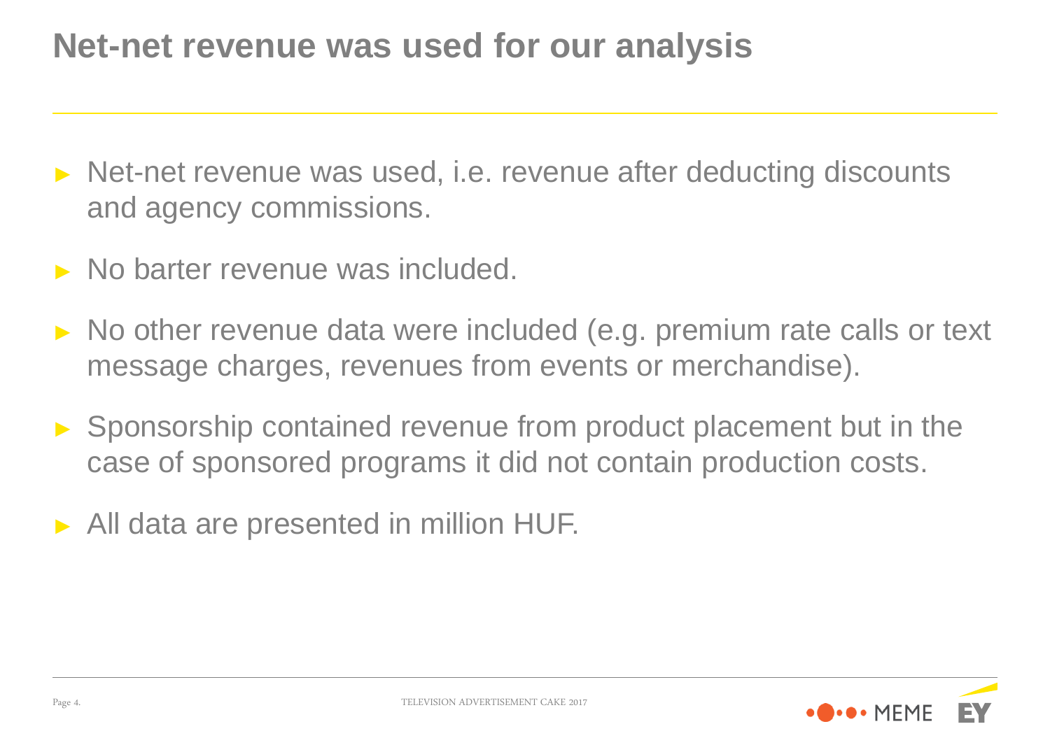# Net-net revenue was used for our analysis

- Net-net revenue was used, i.e. revenue after deducting discounts and agency commissions.
- No barter revenue was included.
- No other revenue data were included (e.g. premium rate calls or text message charges, revenues from events or merchandise).
- Sponsorship contained revenue from product placement but in the case of sponsored programs it did not contain production costs.
- All data are presented in million HUF.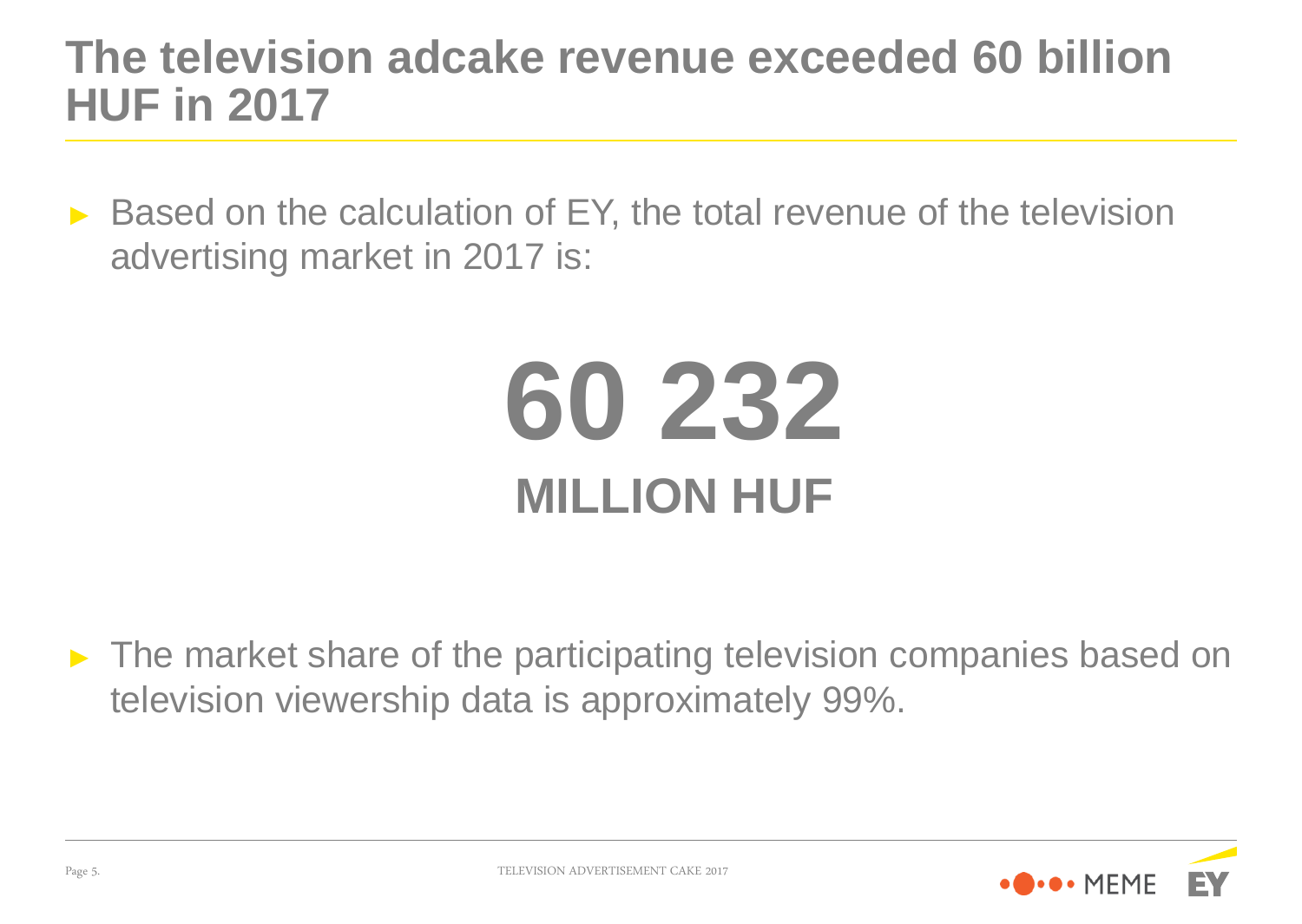# The television adcake revenue exceeded 60 billion HUF in 2017

- Based on the calculation of EY, the total revenue of the television advertising market in 2017 is:

**60 232**

**MILLION HUF**

- The market share of the participating television companies based on television viewership data is approximately 99%.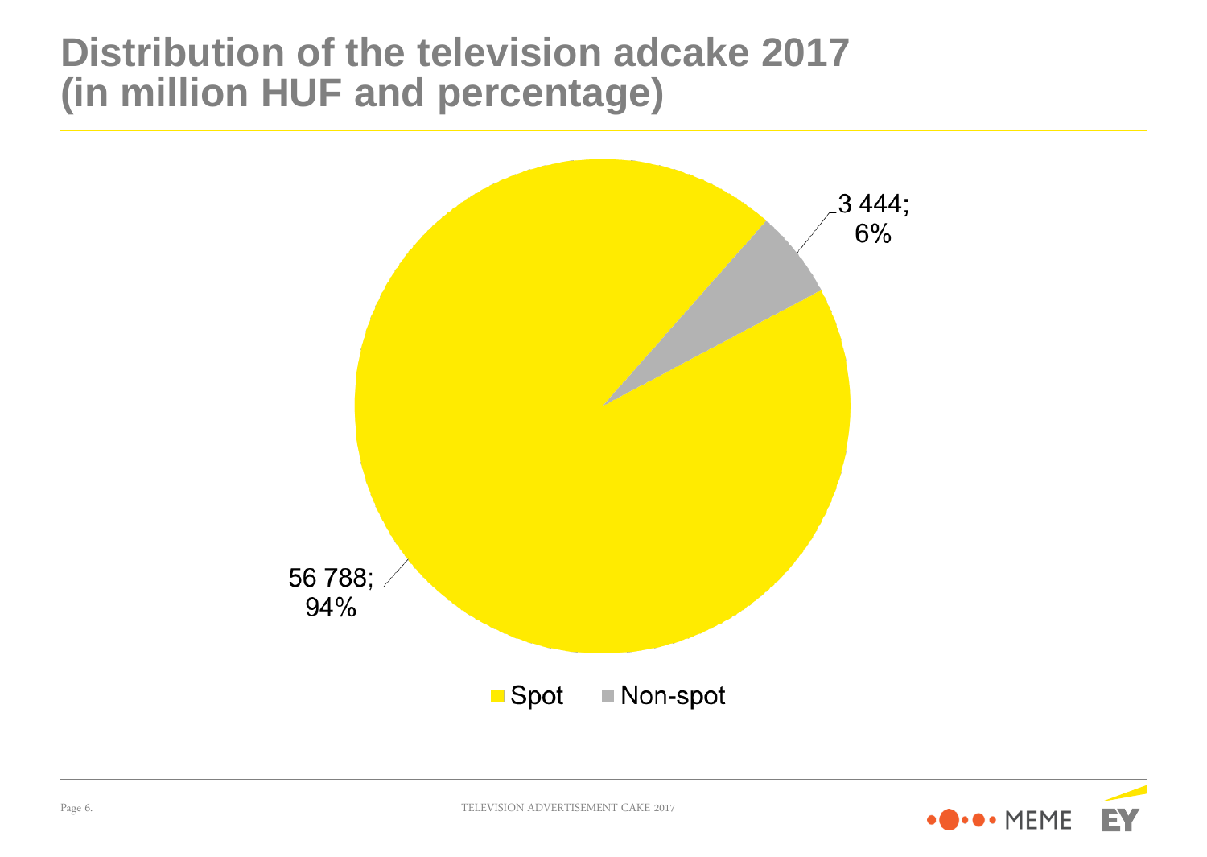# Distribution of the television adcake 2017 (in million HUF and percentage)

3 444; 6%

56 788; 94%

Spot Non-spot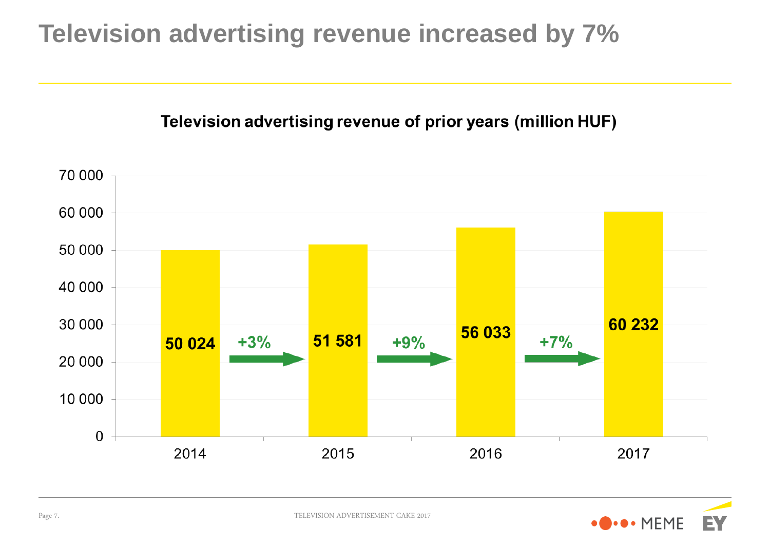# Television advertising revenue increased by 7%

**Television advertising revenue of prior years (million HUF)**

| Year | Revenue (million HUF) | Change |
|---|---|---|
| 2014 | 50 024 | |
| 2015 | 51 581 | +3% |
| 2016 | 56 033 | +9% |
| 2017 | 60 232 | +7% |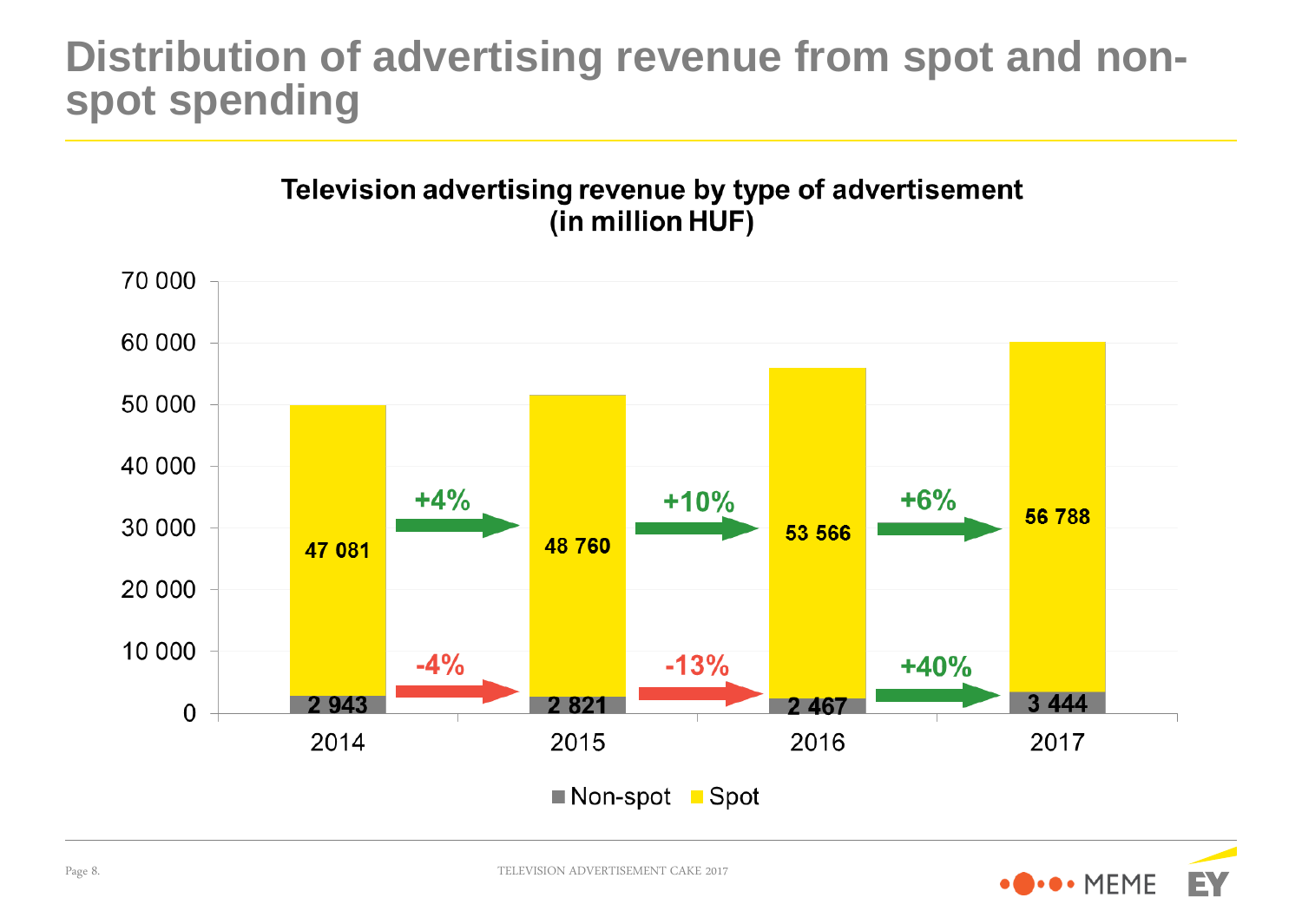# Distribution of advertising revenue from spot and non-spot spending

**Television advertising revenue by type of advertisement (in million HUF)**

| | 2014 | 2015 | 2016 | 2017 |
|---|---|---|---|---|
| Spot | 47 081 | 48 760 | 53 566 | 56 788 |
| Non-spot | 2 943 | 2 821 | 2 467 | 3 444 |

| Change | 2014→2015 | 2015→2016 | 2016→2017 |
|---|---|---|---|
| Spot | +4% | +10% | +6% |
| Non-spot | -4% | -13% | +40% |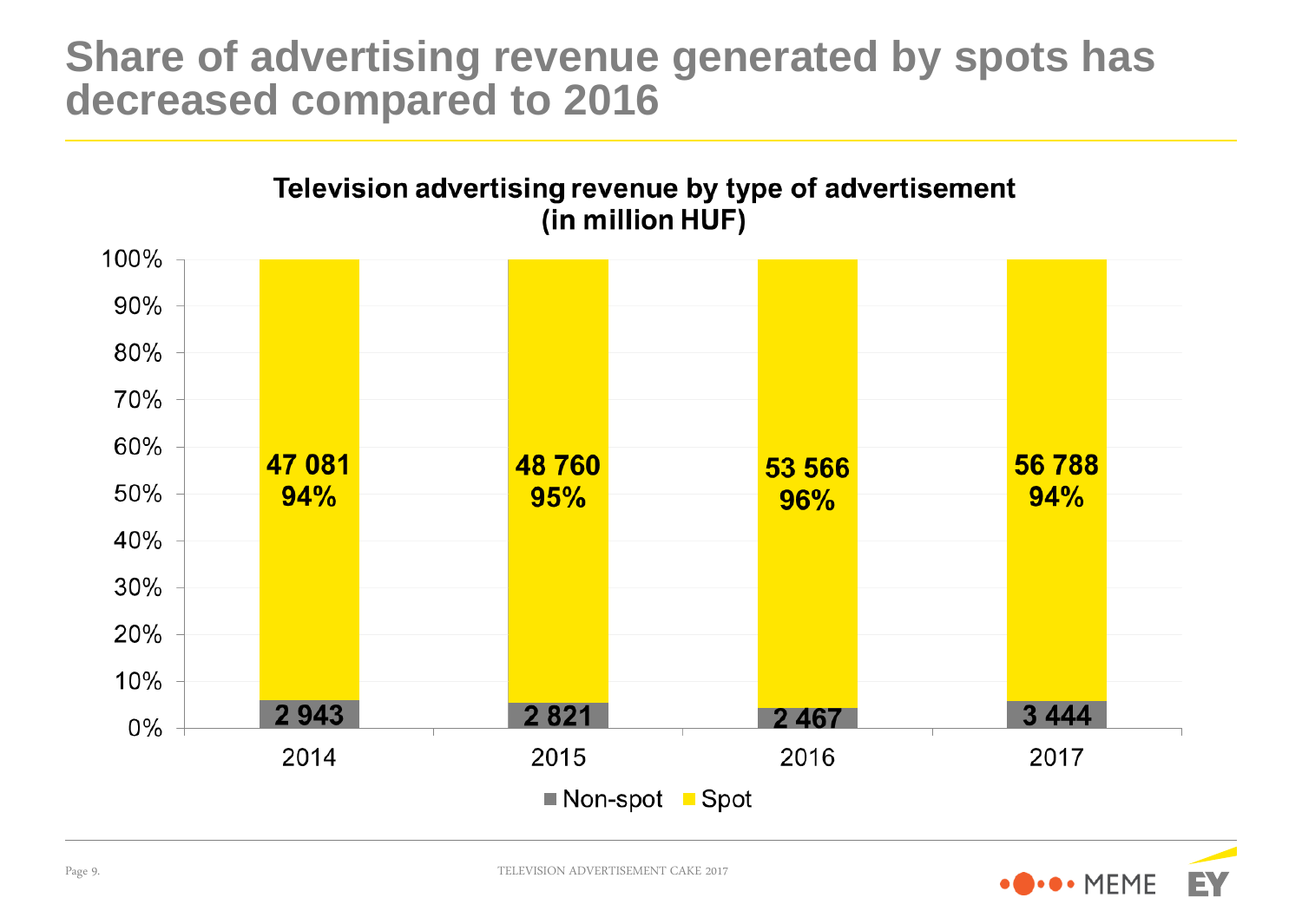# Share of advertising revenue generated by spots has decreased compared to 2016

**Television advertising revenue by type of advertisement (in million HUF)**

| | 2014 | 2015 | 2016 | 2017 |
|---|---|---|---|---|
| Spot | 47 081 (94%) | 48 760 (95%) | 53 566 (96%) | 56 788 (94%) |
| Non-spot | 2 943 | 2 821 | 2 467 | 3 444 |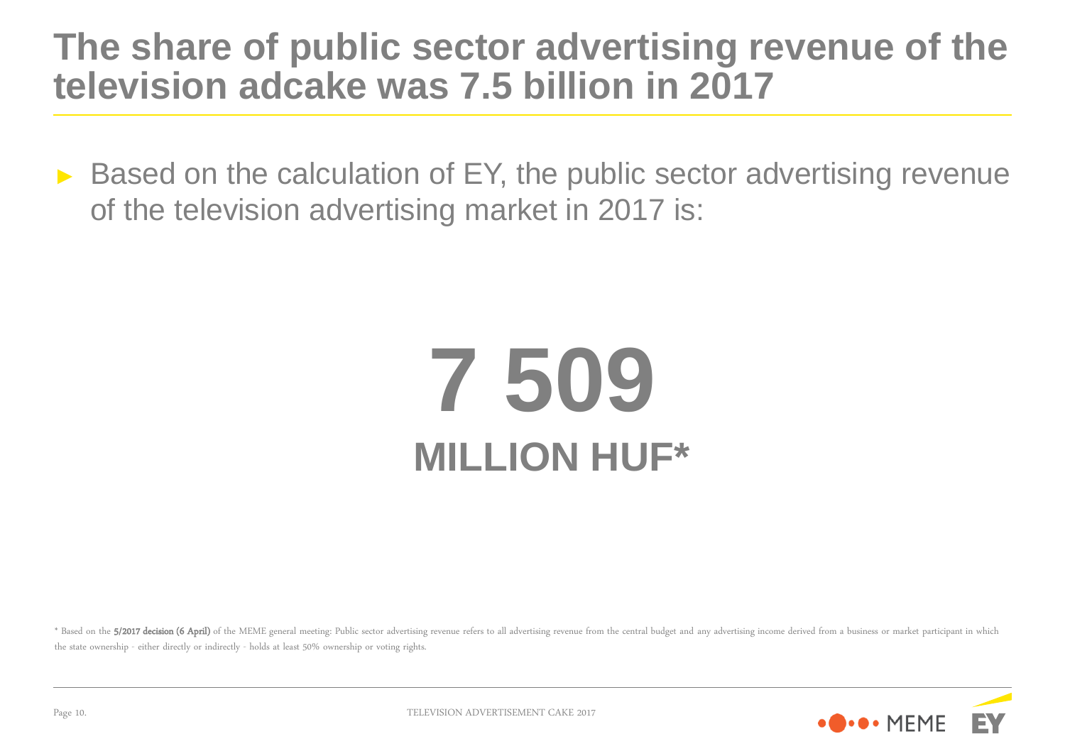# The share of public sector advertising revenue of the television adcake was 7.5 billion in 2017

- Based on the calculation of EY, the public sector advertising revenue of the television advertising market in 2017 is:

**7 509**

**MILLION HUF***

\* Based on the **5/2017 decision (6 April)** of the MEME general meeting: Public sector advertising revenue refers to all advertising revenue from the central budget and any advertising income derived from a business or market participant in which the state ownership - either directly or indirectly - holds at least 50% ownership or voting rights.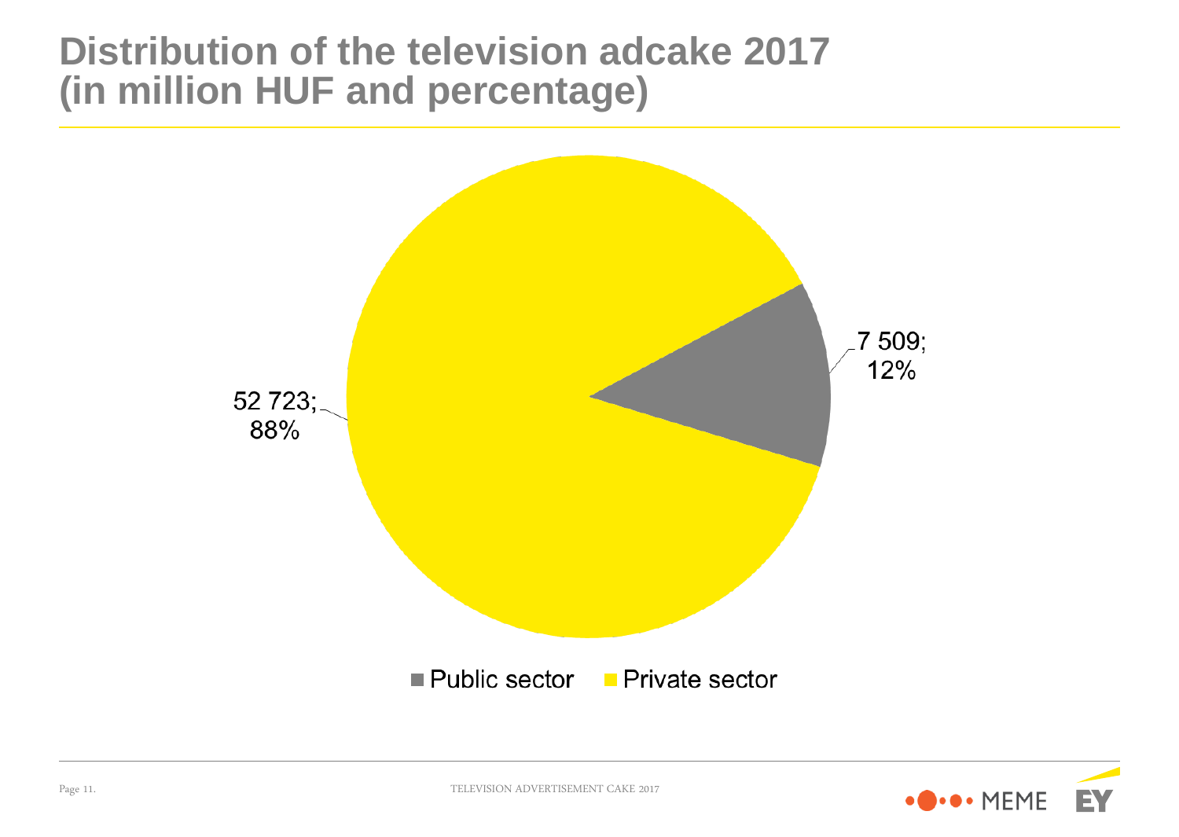# Distribution of the television adcake 2017 (in million HUF and percentage)

52 723; 88%

7 509; 12%

■ Public sector ■ Private sector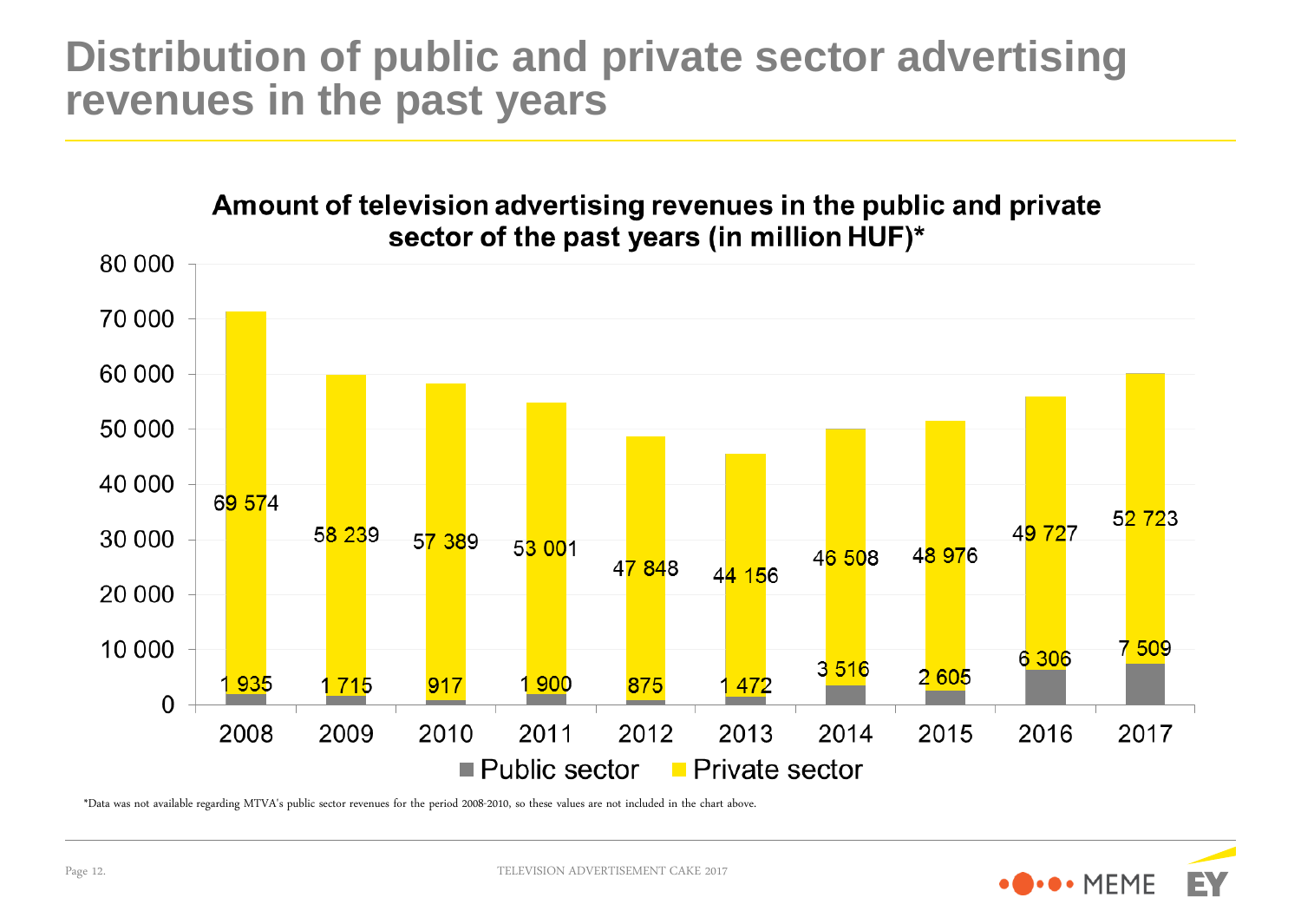# Distribution of public and private sector advertising revenues in the past years

**Amount of television advertising revenues in the public and private sector of the past years (in million HUF)***

| Year | Public sector | Private sector |
|---|---|---|
| 2008 | 1 935 | 69 574 |
| 2009 | 1 715 | 58 239 |
| 2010 | 917 | 57 389 |
| 2011 | 1 900 | 53 001 |
| 2012 | 875 | 47 848 |
| 2013 | 1 472 | 44 156 |
| 2014 | 3 516 | 46 508 |
| 2015 | 2 605 | 48 976 |
| 2016 | 6 306 | 49 727 |
| 2017 | 7 509 | 52 723 |

*Data was not available regarding MTVA's public sector revenues for the period 2008-2010, so these values are not included in the chart above.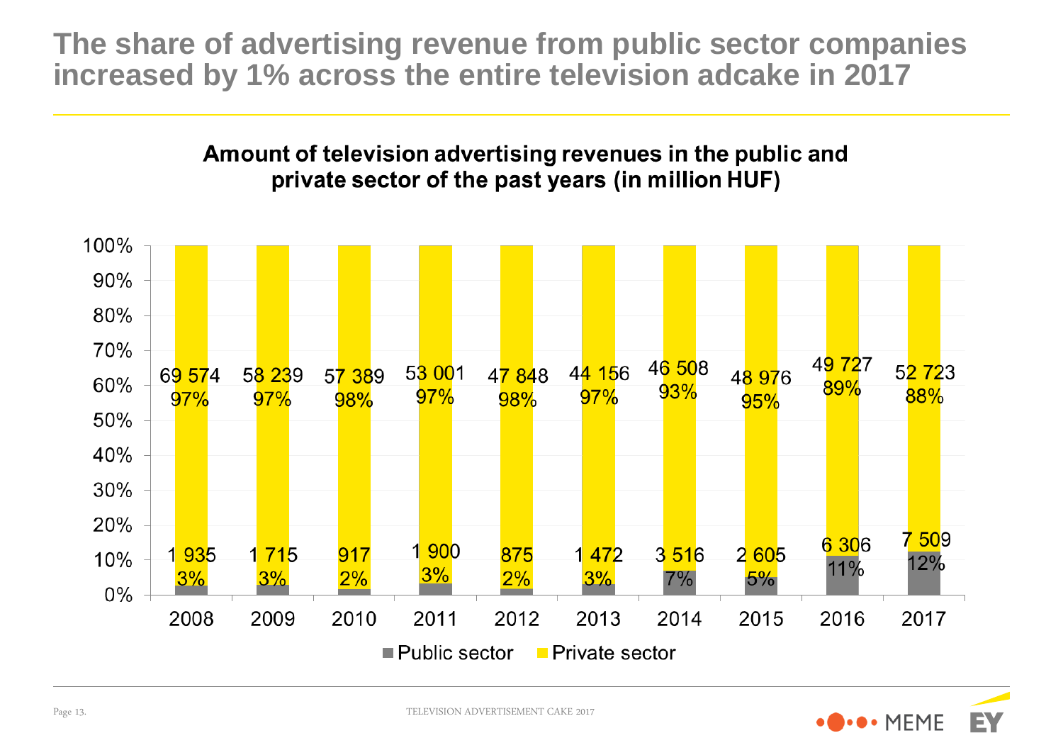# The share of advertising revenue from public sector companies increased by 1% across the entire television adcake in 2017

**Amount of television advertising revenues in the public and private sector of the past years (in million HUF)**

| Year | Public sector | Public sector (%) | Private sector | Private sector (%) |
|---|---|---|---|---|
| 2008 | 1 935 | 3% | 69 574 | 97% |
| 2009 | 1 715 | 3% | 58 239 | 97% |
| 2010 | 917 | 2% | 57 389 | 98% |
| 2011 | 1 900 | 3% | 53 001 | 97% |
| 2012 | 875 | 2% | 47 848 | 98% |
| 2013 | 1 472 | 3% | 44 156 | 97% |
| 2014 | 3 516 | 7% | 46 508 | 93% |
| 2015 | 2 605 | 5% | 48 976 | 95% |
| 2016 | 6 306 | 11% | 49 727 | 89% |
| 2017 | 7 509 | 12% | 52 723 | 88% |

TELEVISION ADVERTISEMENT CAKE 2017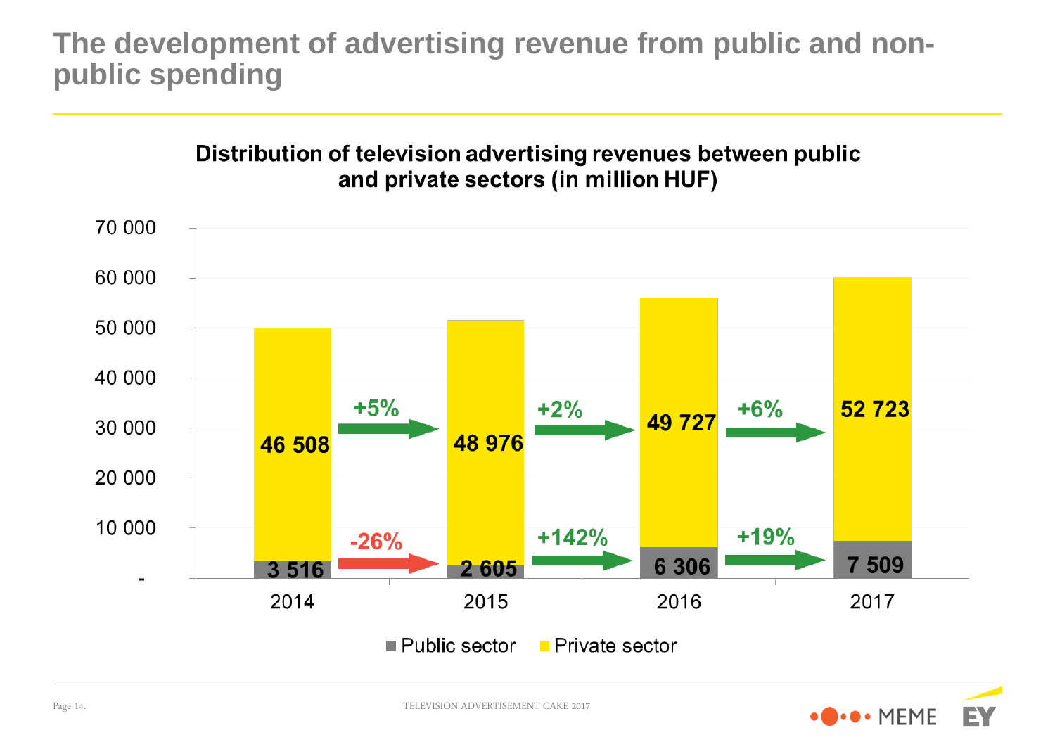# The development of advertising revenue from public and non-public spending

**Distribution of television advertising revenues between public and private sectors (in million HUF)**

| | 2014 | 2015 | 2016 | 2017 |
|---|---|---|---|---|
| Public sector | 3 516 | 2 605 | 6 306 | 7 509 |
| Private sector | 46 508 | 48 976 | 49 727 | 52 723 |

Private sector change: 2014→2015: +5%; 2015→2016: +2%; 2016→2017: +6%

Public sector change: 2014→2015: -26%; 2015→2016: +142%; 2016→2017: +19%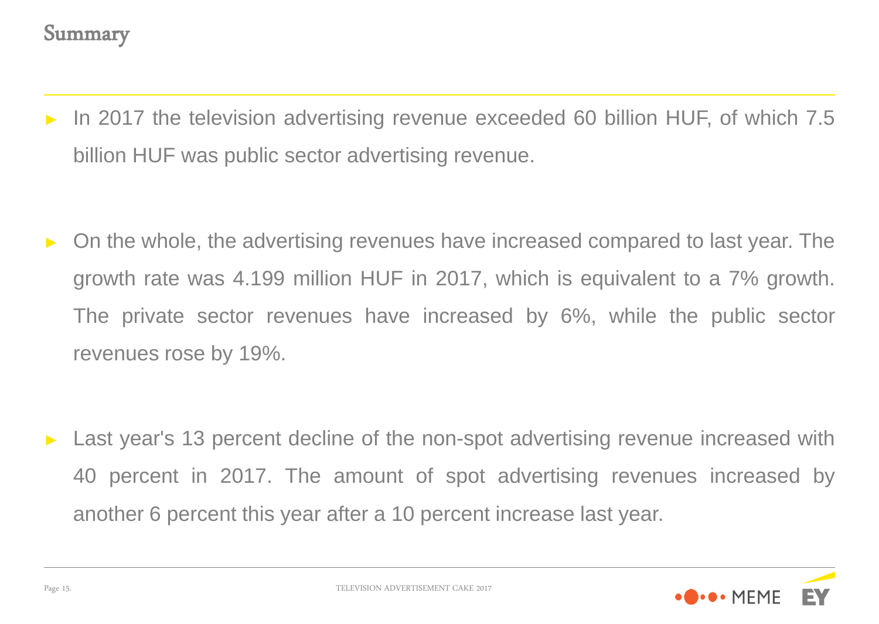# Summary

- In 2017 the television advertising revenue exceeded 60 billion HUF, of which 7.5 billion HUF was public sector advertising revenue.

- On the whole, the advertising revenues have increased compared to last year. The growth rate was 4.199 million HUF in 2017, which is equivalent to a 7% growth. The private sector revenues have increased by 6%, while the public sector revenues rose by 19%.

- Last year's 13 percent decline of the non-spot advertising revenue increased with 40 percent in 2017. The amount of spot advertising revenues increased by another 6 percent this year after a 10 percent increase last year.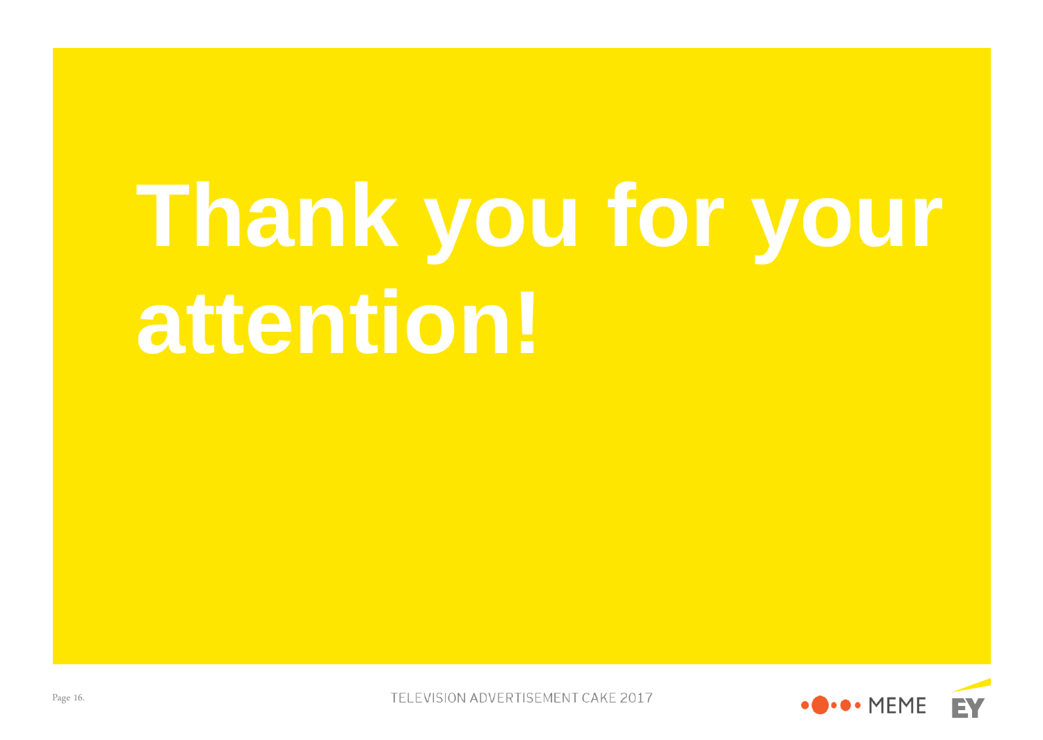# Thank you for your attention!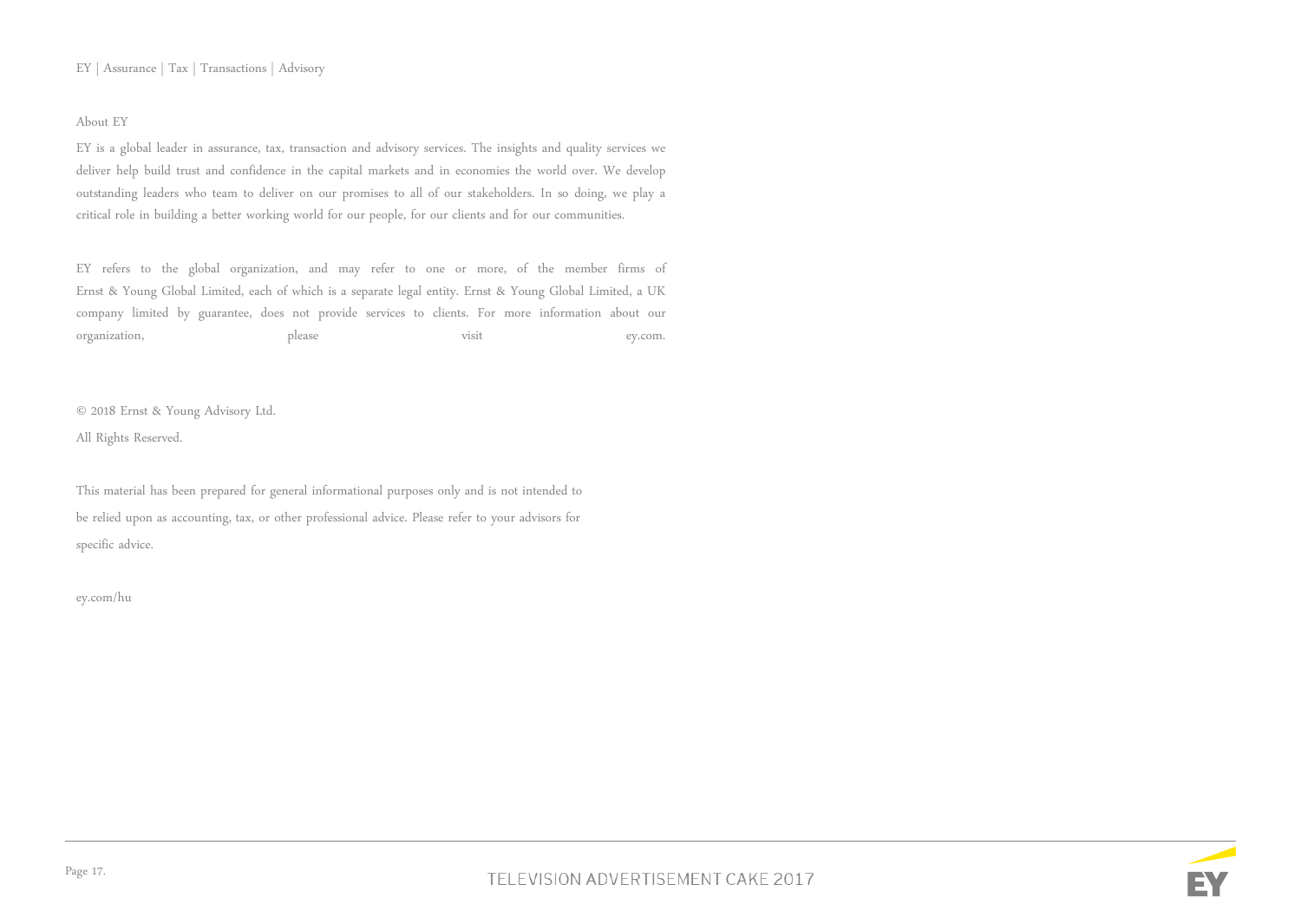EY | Assurance | Tax | Transactions | Advisory

About EY

EY is a global leader in assurance, tax, transaction and advisory services. The insights and quality services we deliver help build trust and confidence in the capital markets and in economies the world over. We develop outstanding leaders who team to deliver on our promises to all of our stakeholders. In so doing, we play a critical role in building a better working world for our people, for our clients and for our communities.

EY refers to the global organization, and may refer to one or more, of the member firms of Ernst & Young Global Limited, each of which is a separate legal entity. Ernst & Young Global Limited, a UK company limited by guarantee, does not provide services to clients. For more information about our organization, please visit ey.com.

© 2018 Ernst & Young Advisory Ltd.

All Rights Reserved.

This material has been prepared for general informational purposes only and is not intended to be relied upon as accounting, tax, or other professional advice. Please refer to your advisors for specific advice.

ey.com/hu